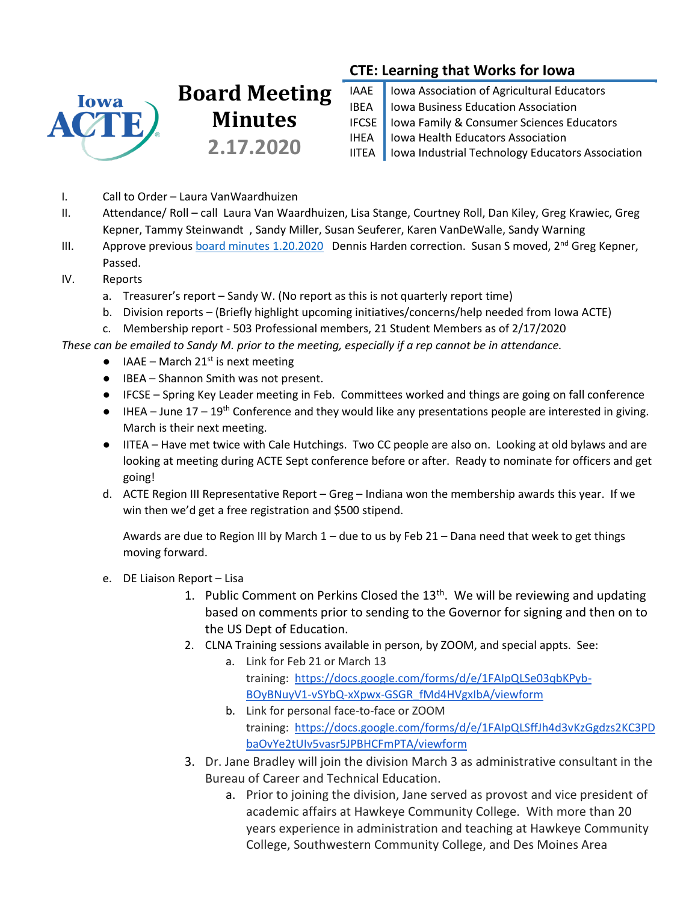# Board Meeting Minutes 2.17.2020

## CTE: Learning that Works for Iowa

| | |
|---|---|
| IAAE | Iowa Association of Agricultural Educators |
| IBEA | Iowa Business Education Association |
| IFCSE | Iowa Family & Consumer Sciences Educators |
| IHEA | Iowa Health Educators Association |
| IITEA | Iowa Industrial Technology Educators Association |

I. Call to Order – Laura VanWaardhuizen

II. Attendance/ Roll – call Laura Van Waardhuizen, Lisa Stange, Courtney Roll, Dan Kiley, Greg Krawiec, Greg Kepner, Tammy Steinwandt , Sandy Miller, Susan Seuferer, Karen VanDeWalle, Sandy Warning

III. Approve previous board minutes 1.20.2020 Dennis Harden correction. Susan S moved, 2nd Greg Kepner, Passed.

IV. Reports

a. Treasurer's report – Sandy W. (No report as this is not quarterly report time)

b. Division reports – (Briefly highlight upcoming initiatives/concerns/help needed from Iowa ACTE)

c. Membership report - 503 Professional members, 21 Student Members as of 2/17/2020

*These can be emailed to Sandy M. prior to the meeting, especially if a rep cannot be in attendance.*

- IAAE – March 21st is next meeting
- IBEA – Shannon Smith was not present.
- IFCSE – Spring Key Leader meeting in Feb. Committees worked and things are going on fall conference
- IHEA – June 17 – 19th Conference and they would like any presentations people are interested in giving. March is their next meeting.
- IITEA – Have met twice with Cale Hutchings. Two CC people are also on. Looking at old bylaws and are looking at meeting during ACTE Sept conference before or after. Ready to nominate for officers and get going!

d. ACTE Region III Representative Report – Greg – Indiana won the membership awards this year. If we win then we'd get a free registration and $500 stipend.

Awards are due to Region III by March 1 – due to us by Feb 21 – Dana need that week to get things moving forward.

e. DE Liaison Report – Lisa

1. Public Comment on Perkins Closed the 13th. We will be reviewing and updating based on comments prior to sending to the Governor for signing and then on to the US Dept of Education.
2. CLNA Training sessions available in person, by ZOOM, and special appts. See:
   a. Link for Feb 21 or March 13 training: https://docs.google.com/forms/d/e/1FAIpQLSe03qbKPyb-BOyBNuyV1-vSYbQ-xXpwx-GSGR_fMd4HVgxIbA/viewform
   b. Link for personal face-to-face or ZOOM training: https://docs.google.com/forms/d/e/1FAIpQLSffJh4d3vKzGgdzs2KC3PDbaOvYe2tUIv5vasr5JPBHCFmPTA/viewform
3. Dr. Jane Bradley will join the division March 3 as administrative consultant in the Bureau of Career and Technical Education.
   a. Prior to joining the division, Jane served as provost and vice president of academic affairs at Hawkeye Community College. With more than 20 years experience in administration and teaching at Hawkeye Community College, Southwestern Community College, and Des Moines Area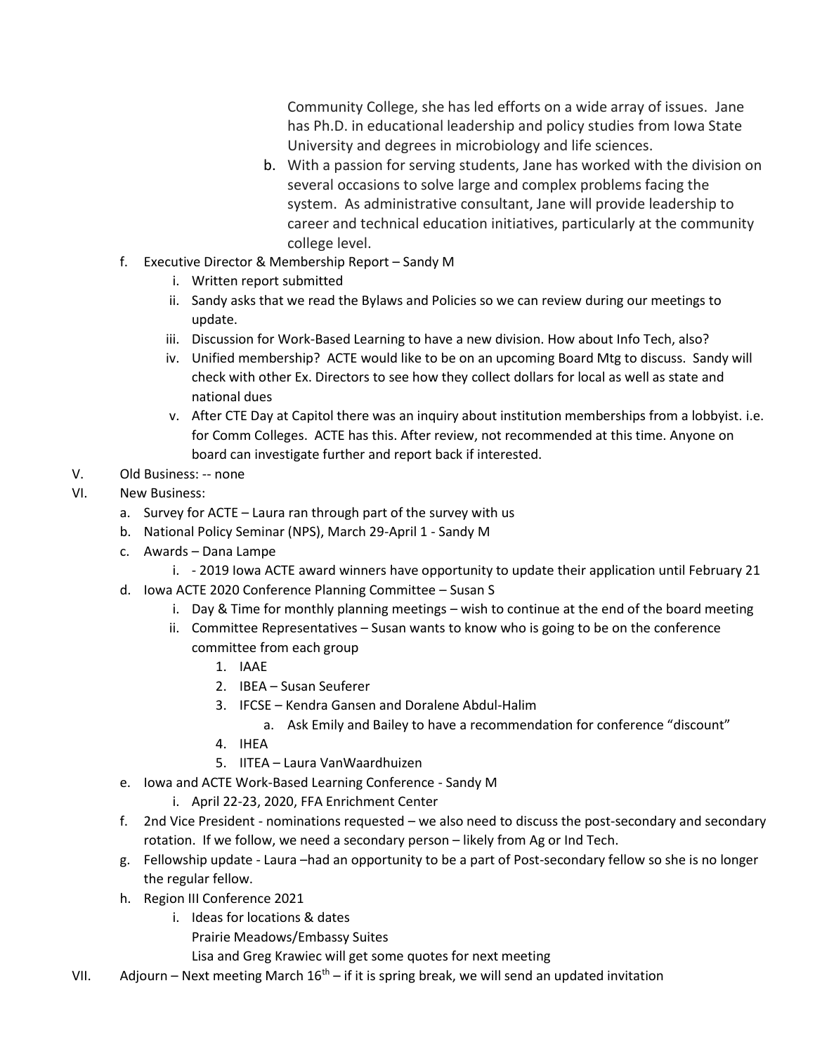Community College, she has led efforts on a wide array of issues. Jane has Ph.D. in educational leadership and policy studies from Iowa State University and degrees in microbiology and life sciences.

   b. With a passion for serving students, Jane has worked with the division on several occasions to solve large and complex problems facing the system. As administrative consultant, Jane will provide leadership to career and technical education initiatives, particularly at the community college level.

f. Executive Director & Membership Report – Sandy M
   i. Written report submitted
   ii. Sandy asks that we read the Bylaws and Policies so we can review during our meetings to update.
   iii. Discussion for Work-Based Learning to have a new division. How about Info Tech, also?
   iv. Unified membership? ACTE would like to be on an upcoming Board Mtg to discuss. Sandy will check with other Ex. Directors to see how they collect dollars for local as well as state and national dues
   v. After CTE Day at Capitol there was an inquiry about institution memberships from a lobbyist. i.e. for Comm Colleges. ACTE has this. After review, not recommended at this time. Anyone on board can investigate further and report back if interested.

V. Old Business: -- none

VI. New Business:

a. Survey for ACTE – Laura ran through part of the survey with us

b. National Policy Seminar (NPS), March 29-April 1 - Sandy M

c. Awards – Dana Lampe
   i. - 2019 Iowa ACTE award winners have opportunity to update their application until February 21

d. Iowa ACTE 2020 Conference Planning Committee – Susan S
   i. Day & Time for monthly planning meetings – wish to continue at the end of the board meeting
   ii. Committee Representatives – Susan wants to know who is going to be on the conference committee from each group
      1. IAAE
      2. IBEA – Susan Seuferer
      3. IFCSE – Kendra Gansen and Doralene Abdul-Halim
         a. Ask Emily and Bailey to have a recommendation for conference "discount"
      4. IHEA
      5. IITEA – Laura VanWaardhuizen

e. Iowa and ACTE Work-Based Learning Conference - Sandy M
   i. April 22-23, 2020, FFA Enrichment Center

f. 2nd Vice President - nominations requested – we also need to discuss the post-secondary and secondary rotation. If we follow, we need a secondary person – likely from Ag or Ind Tech.

g. Fellowship update - Laura –had an opportunity to be a part of Post-secondary fellow so she is no longer the regular fellow.

h. Region III Conference 2021
   i. Ideas for locations & dates
      Prairie Meadows/Embassy Suites
      Lisa and Greg Krawiec will get some quotes for next meeting

VII. Adjourn – Next meeting March 16th – if it is spring break, we will send an updated invitation